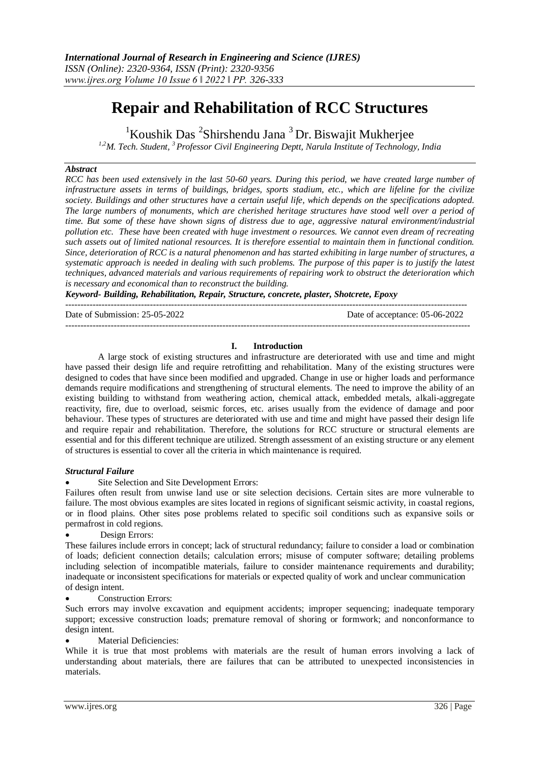# Repair and Rehabilitation of RCC Structures

[1]Koushik Das [2]Shirshendu Jana [3]Dr. Biswajit Mukherjee

*[1,2]M. Tech. Student, [3]Professor Civil Engineering Deptt, Narula Institute of Technology, India*

## *Abstract*

*RCC has been used extensively in the last 50-60 years. During this period, we have created large number of infrastructure assets in terms of buildings, bridges, sports stadium, etc., which are lifeline for the civilize society. Buildings and other structures have a certain useful life, which depends on the specifications adopted. The large numbers of monuments, which are cherished heritage structures have stood well over a period of time. But some of these have shown signs of distress due to age, aggressive natural environment/industrial pollution etc. These have been created with huge investment o resources. We cannot even dream of recreating such assets out of limited national resources. It is therefore essential to maintain them in functional condition. Since, deterioration of RCC is a natural phenomenon and has started exhibiting in large number of structures, a systematic approach is needed in dealing with such problems. The purpose of this paper is to justify the latest techniques, advanced materials and various requirements of repairing work to obstruct the deterioration which is necessary and economical than to reconstruct the building.*

***Keyword- Building, Rehabilitation, Repair, Structure, concrete, plaster, Shotcrete, Epoxy***

---

Date of Submission: 25-05-2022 Date of acceptance: 05-06-2022

---

## I. Introduction

A large stock of existing structures and infrastructure are deteriorated with use and time and might have passed their design life and require retrofitting and rehabilitation. Many of the existing structures were designed to codes that have since been modified and upgraded. Change in use or higher loads and performance demands require modifications and strengthening of structural elements. The need to improve the ability of an existing building to withstand from weathering action, chemical attack, embedded metals, alkali-aggregate reactivity, fire, due to overload, seismic forces, etc. arises usually from the evidence of damage and poor behaviour. These types of structures are deteriorated with use and time and might have passed their design life and require repair and rehabilitation. Therefore, the solutions for RCC structure or structural elements are essential and for this different technique are utilized. Strength assessment of an existing structure or any element of structures is essential to cover all the criteria in which maintenance is required.

### *Structural Failure*

- Site Selection and Site Development Errors:

Failures often result from unwise land use or site selection decisions. Certain sites are more vulnerable to failure. The most obvious examples are sites located in regions of significant seismic activity, in coastal regions, or in flood plains. Other sites pose problems related to specific soil conditions such as expansive soils or permafrost in cold regions.

- Design Errors:

These failures include errors in concept; lack of structural redundancy; failure to consider a load or combination of loads; deficient connection details; calculation errors; misuse of computer software; detailing problems including selection of incompatible materials, failure to consider maintenance requirements and durability; inadequate or inconsistent specifications for materials or expected quality of work and unclear communication of design intent.

- Construction Errors:

Such errors may involve excavation and equipment accidents; improper sequencing; inadequate temporary support; excessive construction loads; premature removal of shoring or formwork; and nonconformance to design intent.

- Material Deficiencies:

While it is true that most problems with materials are the result of human errors involving a lack of understanding about materials, there are failures that can be attributed to unexpected inconsistencies in materials.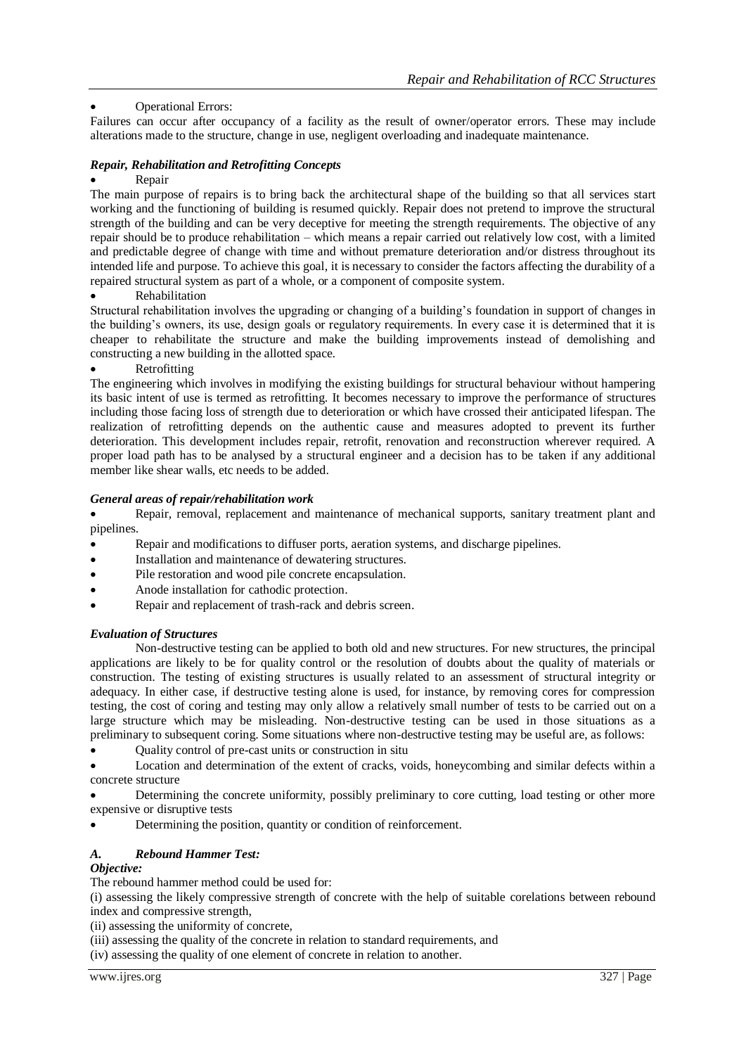- Operational Errors:

Failures can occur after occupancy of a facility as the result of owner/operator errors. These may include alterations made to the structure, change in use, negligent overloading and inadequate maintenance.

***Repair, Rehabilitation and Retrofitting Concepts***

- Repair

The main purpose of repairs is to bring back the architectural shape of the building so that all services start working and the functioning of building is resumed quickly. Repair does not pretend to improve the structural strength of the building and can be very deceptive for meeting the strength requirements. The objective of any repair should be to produce rehabilitation – which means a repair carried out relatively low cost, with a limited and predictable degree of change with time and without premature deterioration and/or distress throughout its intended life and purpose. To achieve this goal, it is necessary to consider the factors affecting the durability of a repaired structural system as part of a whole, or a component of composite system.

- Rehabilitation

Structural rehabilitation involves the upgrading or changing of a building's foundation in support of changes in the building's owners, its use, design goals or regulatory requirements. In every case it is determined that it is cheaper to rehabilitate the structure and make the building improvements instead of demolishing and constructing a new building in the allotted space.

- Retrofitting

The engineering which involves in modifying the existing buildings for structural behaviour without hampering its basic intent of use is termed as retrofitting. It becomes necessary to improve the performance of structures including those facing loss of strength due to deterioration or which have crossed their anticipated lifespan. The realization of retrofitting depends on the authentic cause and measures adopted to prevent its further deterioration. This development includes repair, retrofit, renovation and reconstruction wherever required. A proper load path has to be analysed by a structural engineer and a decision has to be taken if any additional member like shear walls, etc needs to be added.

***General areas of repair/rehabilitation work***

- Repair, removal, replacement and maintenance of mechanical supports, sanitary treatment plant and pipelines.
- Repair and modifications to diffuser ports, aeration systems, and discharge pipelines.
- Installation and maintenance of dewatering structures.
- Pile restoration and wood pile concrete encapsulation.
- Anode installation for cathodic protection.
- Repair and replacement of trash-rack and debris screen.

***Evaluation of Structures***

Non-destructive testing can be applied to both old and new structures. For new structures, the principal applications are likely to be for quality control or the resolution of doubts about the quality of materials or construction. The testing of existing structures is usually related to an assessment of structural integrity or adequacy. In either case, if destructive testing alone is used, for instance, by removing cores for compression testing, the cost of coring and testing may only allow a relatively small number of tests to be carried out on a large structure which may be misleading. Non-destructive testing can be used in those situations as a preliminary to subsequent coring. Some situations where non-destructive testing may be useful are, as follows:

- Quality control of pre-cast units or construction in situ
- Location and determination of the extent of cracks, voids, honeycombing and similar defects within a concrete structure
- Determining the concrete uniformity, possibly preliminary to core cutting, load testing or other more expensive or disruptive tests
- Determining the position, quantity or condition of reinforcement.

### *A. Rebound Hammer Test:*

***Objective:***

The rebound hammer method could be used for:

(i) assessing the likely compressive strength of concrete with the help of suitable corelations between rebound index and compressive strength,

(ii) assessing the uniformity of concrete,

(iii) assessing the quality of the concrete in relation to standard requirements, and

(iv) assessing the quality of one element of concrete in relation to another.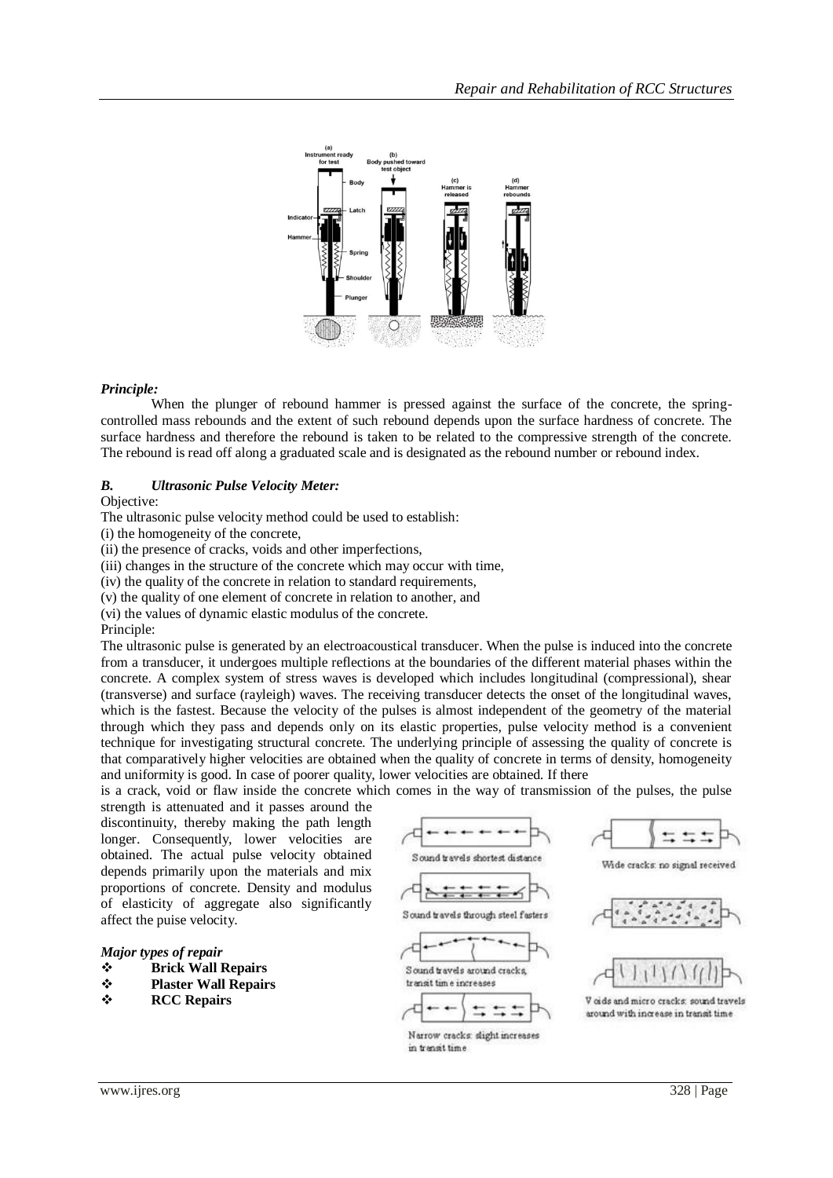*Principle:*

When the plunger of rebound hammer is pressed against the surface of the concrete, the spring-controlled mass rebounds and the extent of such rebound depends upon the surface hardness of concrete. The surface hardness and therefore the rebound is taken to be related to the compressive strength of the concrete. The rebound is read off along a graduated scale and is designated as the rebound number or rebound index.

### *B. Ultrasonic Pulse Velocity Meter:*

Objective:

The ultrasonic pulse velocity method could be used to establish:

(i) the homogeneity of the concrete,

(ii) the presence of cracks, voids and other imperfections,

(iii) changes in the structure of the concrete which may occur with time,

(iv) the quality of the concrete in relation to standard requirements,

(v) the quality of one element of concrete in relation to another, and

(vi) the values of dynamic elastic modulus of the concrete.

Principle:

The ultrasonic pulse is generated by an electroacoustical transducer. When the pulse is induced into the concrete from a transducer, it undergoes multiple reflections at the boundaries of the different material phases within the concrete. A complex system of stress waves is developed which includes longitudinal (compressional), shear (transverse) and surface (rayleigh) waves. The receiving transducer detects the onset of the longitudinal waves, which is the fastest. Because the velocity of the pulses is almost independent of the geometry of the material through which they pass and depends only on its elastic properties, pulse velocity method is a convenient technique for investigating structural concrete. The underlying principle of assessing the quality of concrete is that comparatively higher velocities are obtained when the quality of concrete in terms of density, homogeneity and uniformity is good. In case of poorer quality, lower velocities are obtained. If there is a crack, void or flaw inside the concrete which comes in the way of transmission of the pulses, the pulse strength is attenuated and it passes around the discontinuity, thereby making the path length longer. Consequently, lower velocities are obtained. The actual pulse velocity obtained depends primarily upon the materials and mix proportions of concrete. Density and modulus of elasticity of aggregate also significantly affect the puise velocity.

Sound travels shortest distance

Sound travels through steel fasters

Sound travels around cracks, transit time increases

Narrow cracks: slight increases in transit time

Wide cracks: no signal received

Voids and micro cracks: sound travels around with increase in transit time

*Major types of repair*

- **Brick Wall Repairs**
- **Plaster Wall Repairs**
- **RCC Repairs**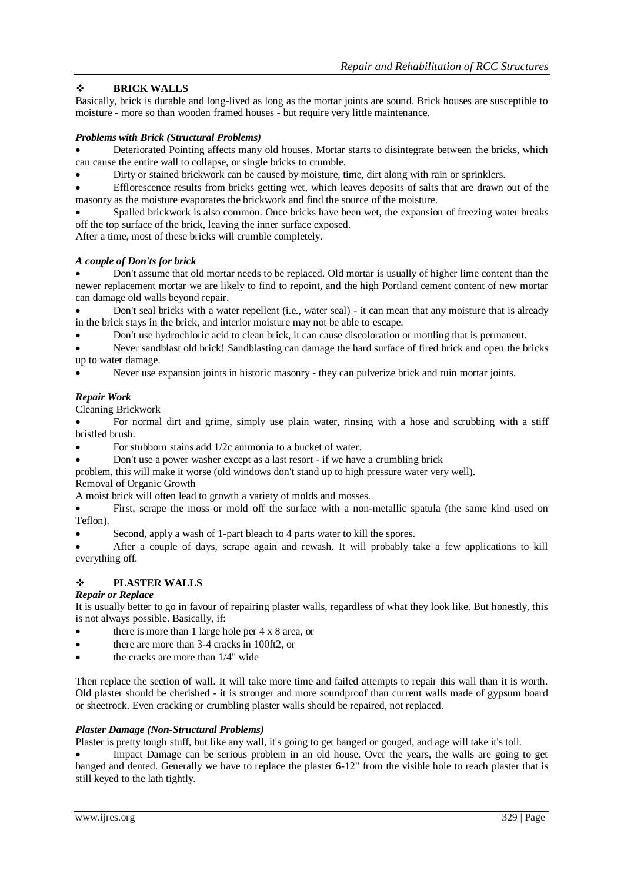## ❖ BRICK WALLS

Basically, brick is durable and long-lived as long as the mortar joints are sound. Brick houses are susceptible to moisture - more so than wooden framed houses - but require very little maintenance.

***Problems with Brick (Structural Problems)***

- Deteriorated Pointing affects many old houses. Mortar starts to disintegrate between the bricks, which can cause the entire wall to collapse, or single bricks to crumble.
- Dirty or stained brickwork can be caused by moisture, time, dirt along with rain or sprinklers.
- Efflorescence results from bricks getting wet, which leaves deposits of salts that are drawn out of the masonry as the moisture evaporates the brickwork and find the source of the moisture.
- Spalled brickwork is also common. Once bricks have been wet, the expansion of freezing water breaks off the top surface of the brick, leaving the inner surface exposed.

After a time, most of these bricks will crumble completely.

***A couple of Don'ts for brick***

- Don't assume that old mortar needs to be replaced. Old mortar is usually of higher lime content than the newer replacement mortar we are likely to find to repoint, and the high Portland cement content of new mortar can damage old walls beyond repair.
- Don't seal bricks with a water repellent (i.e., water seal) - it can mean that any moisture that is already in the brick stays in the brick, and interior moisture may not be able to escape.
- Don't use hydrochloric acid to clean brick, it can cause discoloration or mottling that is permanent.
- Never sandblast old brick! Sandblasting can damage the hard surface of fired brick and open the bricks up to water damage.
- Never use expansion joints in historic masonry - they can pulverize brick and ruin mortar joints.

***Repair Work***

Cleaning Brickwork

- For normal dirt and grime, simply use plain water, rinsing with a hose and scrubbing with a stiff bristled brush.
- For stubborn stains add 1/2c ammonia to a bucket of water.
- Don't use a power washer except as a last resort - if we have a crumbling brick

problem, this will make it worse (old windows don't stand up to high pressure water very well).

Removal of Organic Growth

A moist brick will often lead to growth a variety of molds and mosses.

- First, scrape the moss or mold off the surface with a non-metallic spatula (the same kind used on Teflon).
- Second, apply a wash of 1-part bleach to 4 parts water to kill the spores.
- After a couple of days, scrape again and rewash. It will probably take a few applications to kill everything off.

## ❖ PLASTER WALLS

***Repair or Replace***

It is usually better to go in favour of repairing plaster walls, regardless of what they look like. But honestly, this is not always possible. Basically, if:

- there is more than 1 large hole per 4 x 8 area, or
- there are more than 3-4 cracks in 100ft2, or
- the cracks are more than 1/4" wide

Then replace the section of wall. It will take more time and failed attempts to repair this wall than it is worth. Old plaster should be cherished - it is stronger and more soundproof than current walls made of gypsum board or sheetrock. Even cracking or crumbling plaster walls should be repaired, not replaced.

***Plaster Damage (Non-Structural Problems)***

Plaster is pretty tough stuff, but like any wall, it's going to get banged or gouged, and age will take it's toll.

- Impact Damage can be serious problem in an old house. Over the years, the walls are going to get banged and dented. Generally we have to replace the plaster 6-12" from the visible hole to reach plaster that is still keyed to the lath tightly.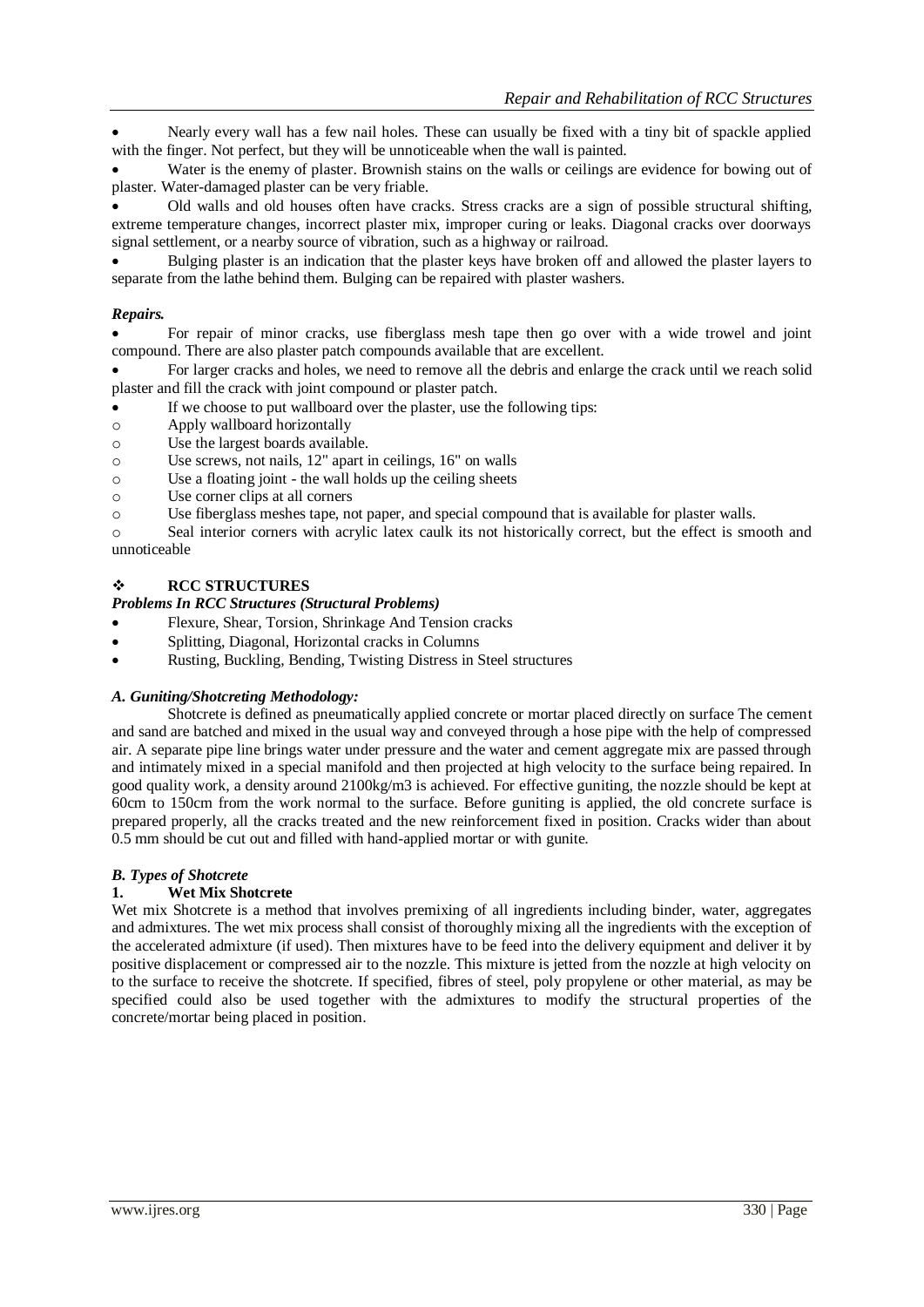- Nearly every wall has a few nail holes. These can usually be fixed with a tiny bit of spackle applied with the finger. Not perfect, but they will be unnoticeable when the wall is painted.
- Water is the enemy of plaster. Brownish stains on the walls or ceilings are evidence for bowing out of plaster. Water-damaged plaster can be very friable.
- Old walls and old houses often have cracks. Stress cracks are a sign of possible structural shifting, extreme temperature changes, incorrect plaster mix, improper curing or leaks. Diagonal cracks over doorways signal settlement, or a nearby source of vibration, such as a highway or railroad.
- Bulging plaster is an indication that the plaster keys have broken off and allowed the plaster layers to separate from the lathe behind them. Bulging can be repaired with plaster washers.

***Repairs.***

- For repair of minor cracks, use fiberglass mesh tape then go over with a wide trowel and joint compound. There are also plaster patch compounds available that are excellent.
- For larger cracks and holes, we need to remove all the debris and enlarge the crack until we reach solid plaster and fill the crack with joint compound or plaster patch.
- If we choose to put wallboard over the plaster, use the following tips:
  - Apply wallboard horizontally
  - Use the largest boards available.
  - Use screws, not nails, 12" apart in ceilings, 16" on walls
  - Use a floating joint - the wall holds up the ceiling sheets
  - Use corner clips at all corners
  - Use fiberglass meshes tape, not paper, and special compound that is available for plaster walls.
  - Seal interior corners with acrylic latex caulk its not historically correct, but the effect is smooth and unnoticeable

## ❖ RCC STRUCTURES

***Problems In RCC Structures (Structural Problems)***

- Flexure, Shear, Torsion, Shrinkage And Tension cracks
- Splitting, Diagonal, Horizontal cracks in Columns
- Rusting, Buckling, Bending, Twisting Distress in Steel structures

### *A. Guniting/Shotcreting Methodology:*

Shotcrete is defined as pneumatically applied concrete or mortar placed directly on surface The cement and sand are batched and mixed in the usual way and conveyed through a hose pipe with the help of compressed air. A separate pipe line brings water under pressure and the water and cement aggregate mix are passed through and intimately mixed in a special manifold and then projected at high velocity to the surface being repaired. In good quality work, a density around 2100kg/m3 is achieved. For effective guniting, the nozzle should be kept at 60cm to 150cm from the work normal to the surface. Before guniting is applied, the old concrete surface is prepared properly, all the cracks treated and the new reinforcement fixed in position. Cracks wider than about 0.5 mm should be cut out and filled with hand-applied mortar or with gunite.

### *B. Types of Shotcrete*

#### 1. Wet Mix Shotcrete

Wet mix Shotcrete is a method that involves premixing of all ingredients including binder, water, aggregates and admixtures. The wet mix process shall consist of thoroughly mixing all the ingredients with the exception of the accelerated admixture (if used). Then mixtures have to be feed into the delivery equipment and deliver it by positive displacement or compressed air to the nozzle. This mixture is jetted from the nozzle at high velocity on to the surface to receive the shotcrete. If specified, fibres of steel, poly propylene or other material, as may be specified could also be used together with the admixtures to modify the structural properties of the concrete/mortar being placed in position.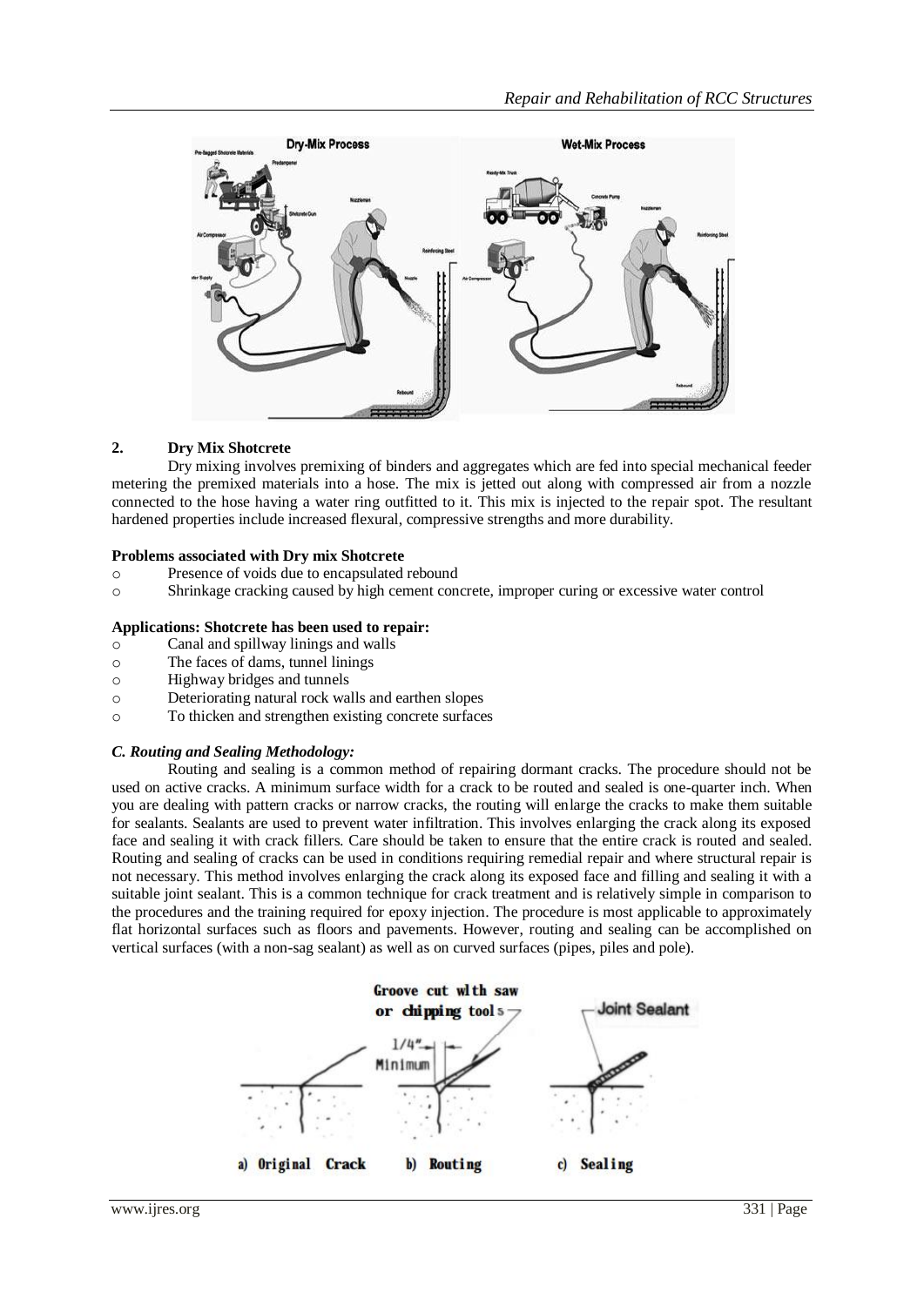## 2. Dry Mix Shotcrete

Dry mixing involves premixing of binders and aggregates which are fed into special mechanical feeder metering the premixed materials into a hose. The mix is jetted out along with compressed air from a nozzle connected to the hose having a water ring outfitted to it. This mix is injected to the repair spot. The resultant hardened properties include increased flexural, compressive strengths and more durability.

**Problems associated with Dry mix Shotcrete**

- Presence of voids due to encapsulated rebound
- Shrinkage cracking caused by high cement concrete, improper curing or excessive water control

**Applications: Shotcrete has been used to repair:**

- Canal and spillway linings and walls
- The faces of dams, tunnel linings
- Highway bridges and tunnels
- Deteriorating natural rock walls and earthen slopes
- To thicken and strengthen existing concrete surfaces

### *C. Routing and Sealing Methodology:*

Routing and sealing is a common method of repairing dormant cracks. The procedure should not be used on active cracks. A minimum surface width for a crack to be routed and sealed is one-quarter inch. When you are dealing with pattern cracks or narrow cracks, the routing will enlarge the cracks to make them suitable for sealants. Sealants are used to prevent water infiltration. This involves enlarging the crack along its exposed face and sealing it with crack fillers. Care should be taken to ensure that the entire crack is routed and sealed. Routing and sealing of cracks can be used in conditions requiring remedial repair and where structural repair is not necessary. This method involves enlarging the crack along its exposed face and filling and sealing it with a suitable joint sealant. This is a common technique for crack treatment and is relatively simple in comparison to the procedures and the training required for epoxy injection. The procedure is most applicable to approximately flat horizontal surfaces such as floors and pavements. However, routing and sealing can be accomplished on vertical surfaces (with a non-sag sealant) as well as on curved surfaces (pipes, piles and pole).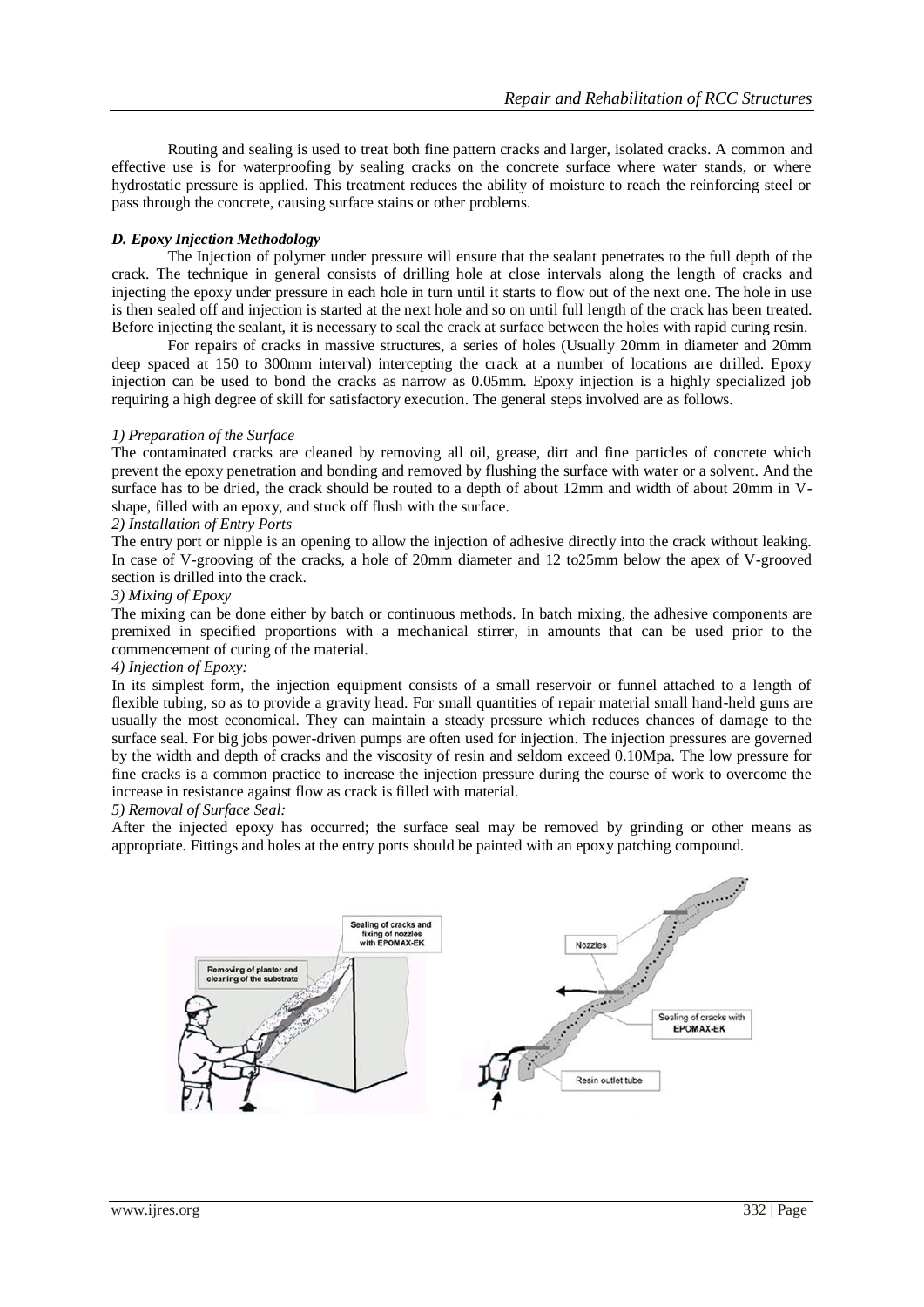Routing and sealing is used to treat both fine pattern cracks and larger, isolated cracks. A common and effective use is for waterproofing by sealing cracks on the concrete surface where water stands, or where hydrostatic pressure is applied. This treatment reduces the ability of moisture to reach the reinforcing steel or pass through the concrete, causing surface stains or other problems.

### *D. Epoxy Injection Methodology*

The Injection of polymer under pressure will ensure that the sealant penetrates to the full depth of the crack. The technique in general consists of drilling hole at close intervals along the length of cracks and injecting the epoxy under pressure in each hole in turn until it starts to flow out of the next one. The hole in use is then sealed off and injection is started at the next hole and so on until full length of the crack has been treated. Before injecting the sealant, it is necessary to seal the crack at surface between the holes with rapid curing resin.

For repairs of cracks in massive structures, a series of holes (Usually 20mm in diameter and 20mm deep spaced at 150 to 300mm interval) intercepting the crack at a number of locations are drilled. Epoxy injection can be used to bond the cracks as narrow as 0.05mm. Epoxy injection is a highly specialized job requiring a high degree of skill for satisfactory execution. The general steps involved are as follows.

*1) Preparation of the Surface*

The contaminated cracks are cleaned by removing all oil, grease, dirt and fine particles of concrete which prevent the epoxy penetration and bonding and removed by flushing the surface with water or a solvent. And the surface has to be dried, the crack should be routed to a depth of about 12mm and width of about 20mm in V-shape, filled with an epoxy, and stuck off flush with the surface.

*2) Installation of Entry Ports*

The entry port or nipple is an opening to allow the injection of adhesive directly into the crack without leaking. In case of V-grooving of the cracks, a hole of 20mm diameter and 12 to25mm below the apex of V-grooved section is drilled into the crack.

*3) Mixing of Epoxy*

The mixing can be done either by batch or continuous methods. In batch mixing, the adhesive components are premixed in specified proportions with a mechanical stirrer, in amounts that can be used prior to the commencement of curing of the material.

*4) Injection of Epoxy:*

In its simplest form, the injection equipment consists of a small reservoir or funnel attached to a length of flexible tubing, so as to provide a gravity head. For small quantities of repair material small hand-held guns are usually the most economical. They can maintain a steady pressure which reduces chances of damage to the surface seal. For big jobs power-driven pumps are often used for injection. The injection pressures are governed by the width and depth of cracks and the viscosity of resin and seldom exceed 0.10Mpa. The low pressure for fine cracks is a common practice to increase the injection pressure during the course of work to overcome the increase in resistance against flow as crack is filled with material.

*5) Removal of Surface Seal:*

After the injected epoxy has occurred; the surface seal may be removed by grinding or other means as appropriate. Fittings and holes at the entry ports should be painted with an epoxy patching compound.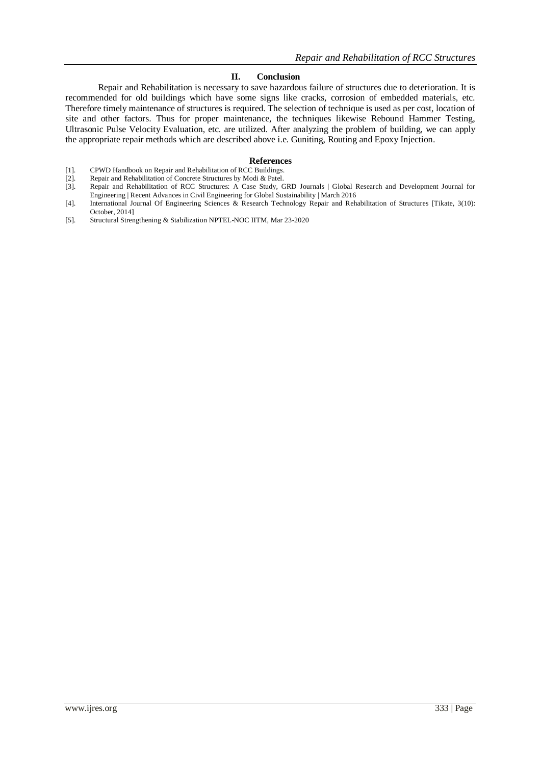## II. Conclusion

Repair and Rehabilitation is necessary to save hazardous failure of structures due to deterioration. It is recommended for old buildings which have some signs like cracks, corrosion of embedded materials, etc. Therefore timely maintenance of structures is required. The selection of technique is used as per cost, location of site and other factors. Thus for proper maintenance, the techniques likewise Rebound Hammer Testing, Ultrasonic Pulse Velocity Evaluation, etc. are utilized. After analyzing the problem of building, we can apply the appropriate repair methods which are described above i.e. Guniting, Routing and Epoxy Injection.

## References

[1]. CPWD Handbook on Repair and Rehabilitation of RCC Buildings.

[2]. Repair and Rehabilitation of Concrete Structures by Modi & Patel.

[3]. Repair and Rehabilitation of RCC Structures: A Case Study, GRD Journals | Global Research and Development Journal for Engineering | Recent Advances in Civil Engineering for Global Sustainability | March 2016

[4]. International Journal Of Engineering Sciences & Research Technology Repair and Rehabilitation of Structures [Tikate, 3(10): October, 2014]

[5]. Structural Strengthening & Stabilization NPTEL-NOC IITM, Mar 23-2020